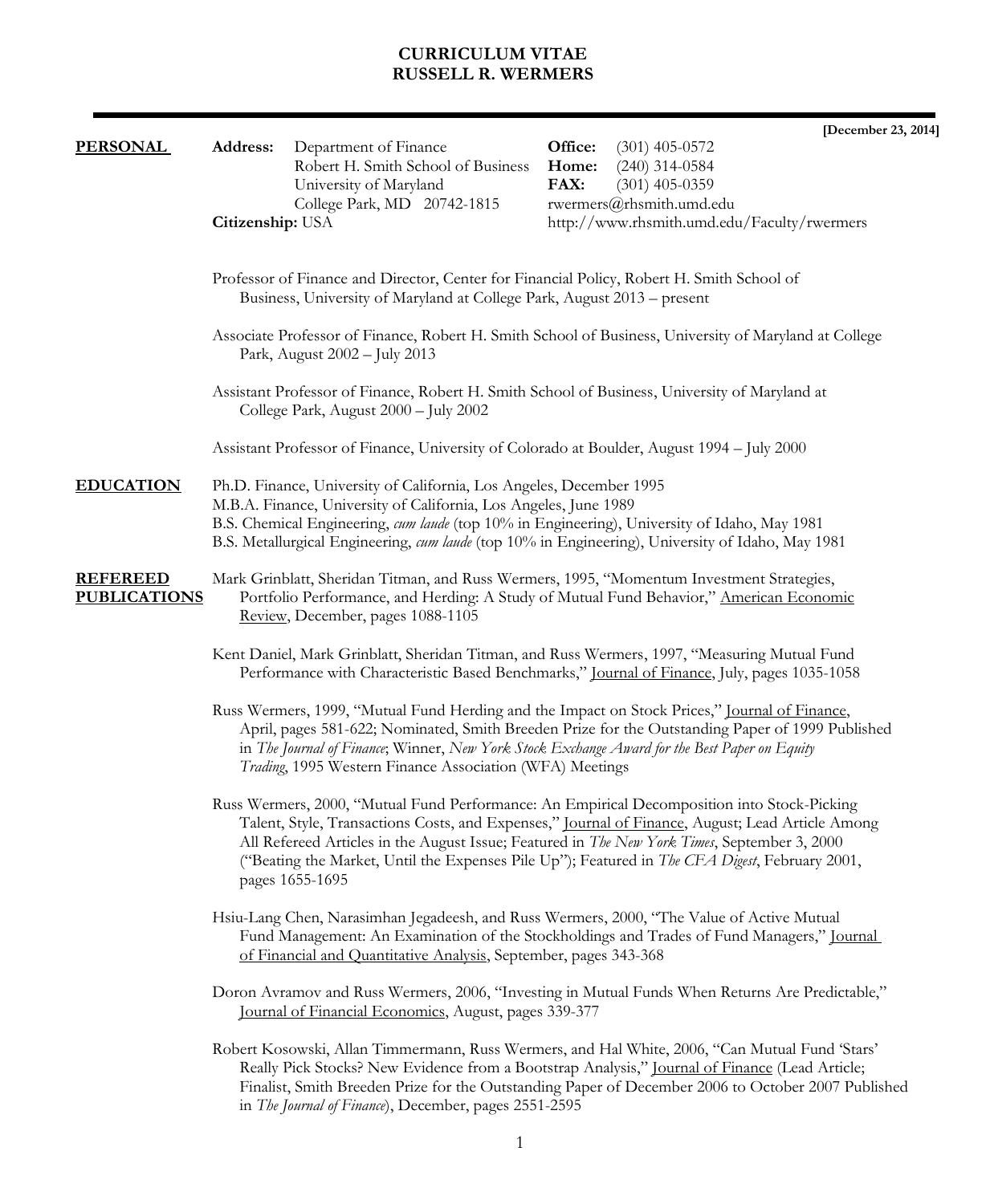# CURRICULUM VITAE
# RUSSELL R. WERMERS

[December 23, 2014]

## PERSONAL

**Address:** Department of Finance
Robert H. Smith School of Business
University of Maryland
College Park, MD 20742-1815

**Office:** (301) 405-0572
**Home:** (240) 314-0584
**FAX:** (301) 405-0359
rwermers@rhsmith.umd.edu
http://www.rhsmith.umd.edu/Faculty/rwermers

**Citizenship:** USA

Professor of Finance and Director, Center for Financial Policy, Robert H. Smith School of Business, University of Maryland at College Park, August 2013 – present

Associate Professor of Finance, Robert H. Smith School of Business, University of Maryland at College Park, August 2002 – July 2013

Assistant Professor of Finance, Robert H. Smith School of Business, University of Maryland at College Park, August 2000 – July 2002

Assistant Professor of Finance, University of Colorado at Boulder, August 1994 – July 2000

## EDUCATION

Ph.D. Finance, University of California, Los Angeles, December 1995
M.B.A. Finance, University of California, Los Angeles, June 1989
B.S. Chemical Engineering, *cum laude* (top 10% in Engineering), University of Idaho, May 1981
B.S. Metallurgical Engineering, *cum laude* (top 10% in Engineering), University of Idaho, May 1981

## REFEREED PUBLICATIONS

Mark Grinblatt, Sheridan Titman, and Russ Wermers, 1995, "Momentum Investment Strategies, Portfolio Performance, and Herding: A Study of Mutual Fund Behavior," American Economic Review, December, pages 1088-1105

Kent Daniel, Mark Grinblatt, Sheridan Titman, and Russ Wermers, 1997, "Measuring Mutual Fund Performance with Characteristic Based Benchmarks," Journal of Finance, July, pages 1035-1058

Russ Wermers, 1999, "Mutual Fund Herding and the Impact on Stock Prices," Journal of Finance, April, pages 581-622; Nominated, Smith Breeden Prize for the Outstanding Paper of 1999 Published in *The Journal of Finance*; Winner, *New York Stock Exchange Award for the Best Paper on Equity Trading*, 1995 Western Finance Association (WFA) Meetings

Russ Wermers, 2000, "Mutual Fund Performance: An Empirical Decomposition into Stock-Picking Talent, Style, Transactions Costs, and Expenses," Journal of Finance, August; Lead Article Among All Refereed Articles in the August Issue; Featured in *The New York Times*, September 3, 2000 ("Beating the Market, Until the Expenses Pile Up"); Featured in *The CFA Digest*, February 2001, pages 1655-1695

Hsiu-Lang Chen, Narasimhan Jegadeesh, and Russ Wermers, 2000, "The Value of Active Mutual Fund Management: An Examination of the Stockholdings and Trades of Fund Managers," Journal of Financial and Quantitative Analysis, September, pages 343-368

Doron Avramov and Russ Wermers, 2006, "Investing in Mutual Funds When Returns Are Predictable," Journal of Financial Economics, August, pages 339-377

Robert Kosowski, Allan Timmermann, Russ Wermers, and Hal White, 2006, "Can Mutual Fund 'Stars' Really Pick Stocks? New Evidence from a Bootstrap Analysis," Journal of Finance (Lead Article; Finalist, Smith Breeden Prize for the Outstanding Paper of December 2006 to October 2007 Published in *The Journal of Finance*), December, pages 2551-2595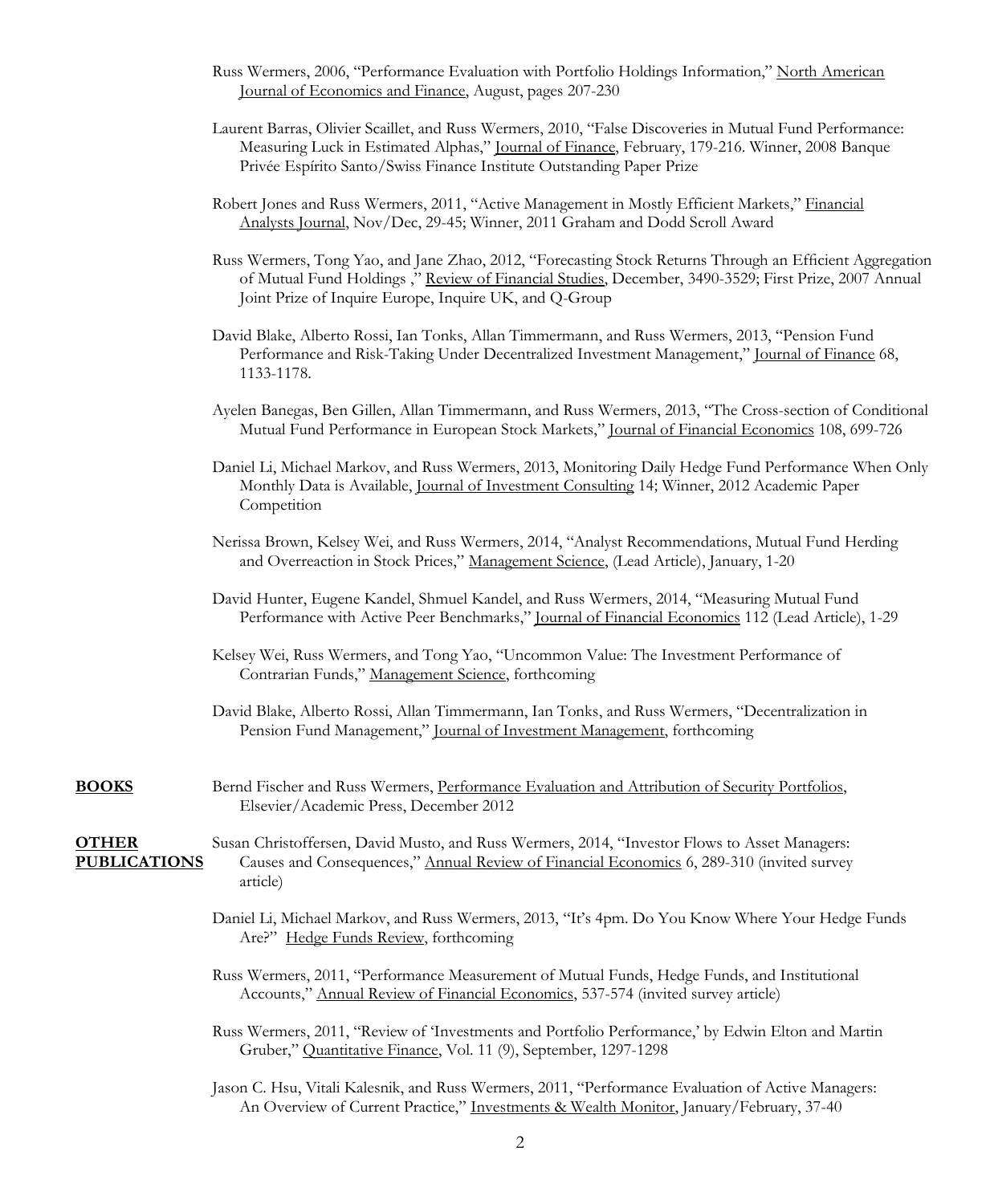Russ Wermers, 2006, "Performance Evaluation with Portfolio Holdings Information," North American Journal of Economics and Finance, August, pages 207-230

Laurent Barras, Olivier Scaillet, and Russ Wermers, 2010, "False Discoveries in Mutual Fund Performance: Measuring Luck in Estimated Alphas," Journal of Finance, February, 179-216. Winner, 2008 Banque Privée Espírito Santo/Swiss Finance Institute Outstanding Paper Prize

Robert Jones and Russ Wermers, 2011, "Active Management in Mostly Efficient Markets," Financial Analysts Journal, Nov/Dec, 29-45; Winner, 2011 Graham and Dodd Scroll Award

Russ Wermers, Tong Yao, and Jane Zhao, 2012, "Forecasting Stock Returns Through an Efficient Aggregation of Mutual Fund Holdings ," Review of Financial Studies, December, 3490-3529; First Prize, 2007 Annual Joint Prize of Inquire Europe, Inquire UK, and Q-Group

David Blake, Alberto Rossi, Ian Tonks, Allan Timmermann, and Russ Wermers, 2013, "Pension Fund Performance and Risk-Taking Under Decentralized Investment Management," Journal of Finance 68, 1133-1178.

Ayelen Banegas, Ben Gillen, Allan Timmermann, and Russ Wermers, 2013, "The Cross-section of Conditional Mutual Fund Performance in European Stock Markets," Journal of Financial Economics 108, 699-726

Daniel Li, Michael Markov, and Russ Wermers, 2013, Monitoring Daily Hedge Fund Performance When Only Monthly Data is Available, Journal of Investment Consulting 14; Winner, 2012 Academic Paper Competition

Nerissa Brown, Kelsey Wei, and Russ Wermers, 2014, "Analyst Recommendations, Mutual Fund Herding and Overreaction in Stock Prices," Management Science, (Lead Article), January, 1-20

David Hunter, Eugene Kandel, Shmuel Kandel, and Russ Wermers, 2014, "Measuring Mutual Fund Performance with Active Peer Benchmarks," Journal of Financial Economics 112 (Lead Article), 1-29

Kelsey Wei, Russ Wermers, and Tong Yao, "Uncommon Value: The Investment Performance of Contrarian Funds," Management Science, forthcoming

David Blake, Alberto Rossi, Allan Timmermann, Ian Tonks, and Russ Wermers, "Decentralization in Pension Fund Management," Journal of Investment Management, forthcoming

## BOOKS

Bernd Fischer and Russ Wermers, Performance Evaluation and Attribution of Security Portfolios, Elsevier/Academic Press, December 2012

## OTHER PUBLICATIONS

Susan Christoffersen, David Musto, and Russ Wermers, 2014, "Investor Flows to Asset Managers: Causes and Consequences," Annual Review of Financial Economics 6, 289-310 (invited survey article)

Daniel Li, Michael Markov, and Russ Wermers, 2013, "It's 4pm. Do You Know Where Your Hedge Funds Are?" Hedge Funds Review, forthcoming

Russ Wermers, 2011, "Performance Measurement of Mutual Funds, Hedge Funds, and Institutional Accounts," Annual Review of Financial Economics, 537-574 (invited survey article)

Russ Wermers, 2011, "Review of 'Investments and Portfolio Performance,' by Edwin Elton and Martin Gruber," Quantitative Finance, Vol. 11 (9), September, 1297-1298

Jason C. Hsu, Vitali Kalesnik, and Russ Wermers, 2011, "Performance Evaluation of Active Managers: An Overview of Current Practice," Investments & Wealth Monitor, January/February, 37-40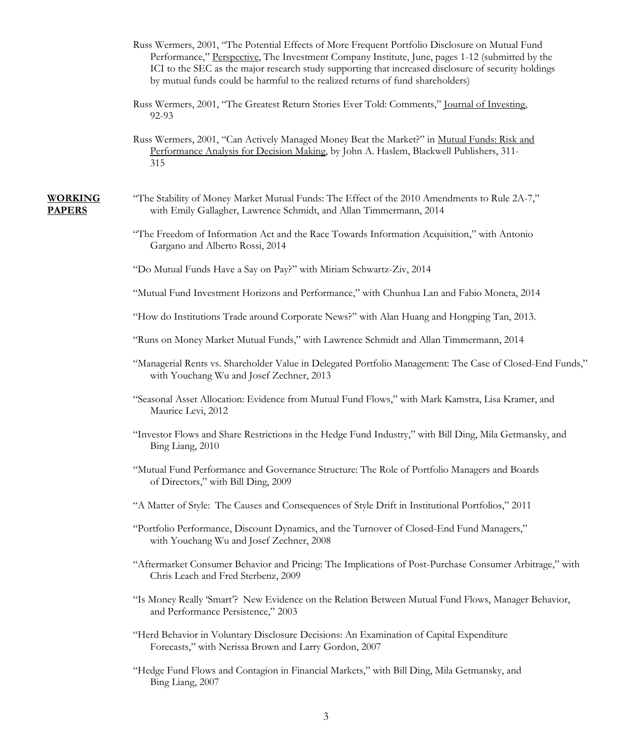Russ Wermers, 2001, "The Potential Effects of More Frequent Portfolio Disclosure on Mutual Fund Performance," Perspective, The Investment Company Institute, June, pages 1-12 (submitted by the ICI to the SEC as the major research study supporting that increased disclosure of security holdings by mutual funds could be harmful to the realized returns of fund shareholders)

Russ Wermers, 2001, "The Greatest Return Stories Ever Told: Comments," Journal of Investing, 92-93

Russ Wermers, 2001, "Can Actively Managed Money Beat the Market?" in Mutual Funds: Risk and Performance Analysis for Decision Making, by John A. Haslem, Blackwell Publishers, 311-315

## WORKING PAPERS

"The Stability of Money Market Mutual Funds: The Effect of the 2010 Amendments to Rule 2A-7," with Emily Gallagher, Lawrence Schmidt, and Allan Timmermann, 2014

"The Freedom of Information Act and the Race Towards Information Acquisition," with Antonio Gargano and Alberto Rossi, 2014

"Do Mutual Funds Have a Say on Pay?" with Miriam Schwartz-Ziv, 2014

"Mutual Fund Investment Horizons and Performance," with Chunhua Lan and Fabio Moneta, 2014

"How do Institutions Trade around Corporate News?" with Alan Huang and Hongping Tan, 2013.

"Runs on Money Market Mutual Funds," with Lawrence Schmidt and Allan Timmermann, 2014

"Managerial Rents vs. Shareholder Value in Delegated Portfolio Management: The Case of Closed-End Funds," with Youchang Wu and Josef Zechner, 2013

"Seasonal Asset Allocation: Evidence from Mutual Fund Flows," with Mark Kamstra, Lisa Kramer, and Maurice Levi, 2012

"Investor Flows and Share Restrictions in the Hedge Fund Industry," with Bill Ding, Mila Getmansky, and Bing Liang, 2010

"Mutual Fund Performance and Governance Structure: The Role of Portfolio Managers and Boards of Directors," with Bill Ding, 2009

"A Matter of Style: The Causes and Consequences of Style Drift in Institutional Portfolios," 2011

"Portfolio Performance, Discount Dynamics, and the Turnover of Closed-End Fund Managers," with Youchang Wu and Josef Zechner, 2008

"Aftermarket Consumer Behavior and Pricing: The Implications of Post-Purchase Consumer Arbitrage," with Chris Leach and Fred Sterbenz, 2009

"Is Money Really 'Smart'? New Evidence on the Relation Between Mutual Fund Flows, Manager Behavior, and Performance Persistence," 2003

"Herd Behavior in Voluntary Disclosure Decisions: An Examination of Capital Expenditure Forecasts," with Nerissa Brown and Larry Gordon, 2007

"Hedge Fund Flows and Contagion in Financial Markets," with Bill Ding, Mila Getmansky, and Bing Liang, 2007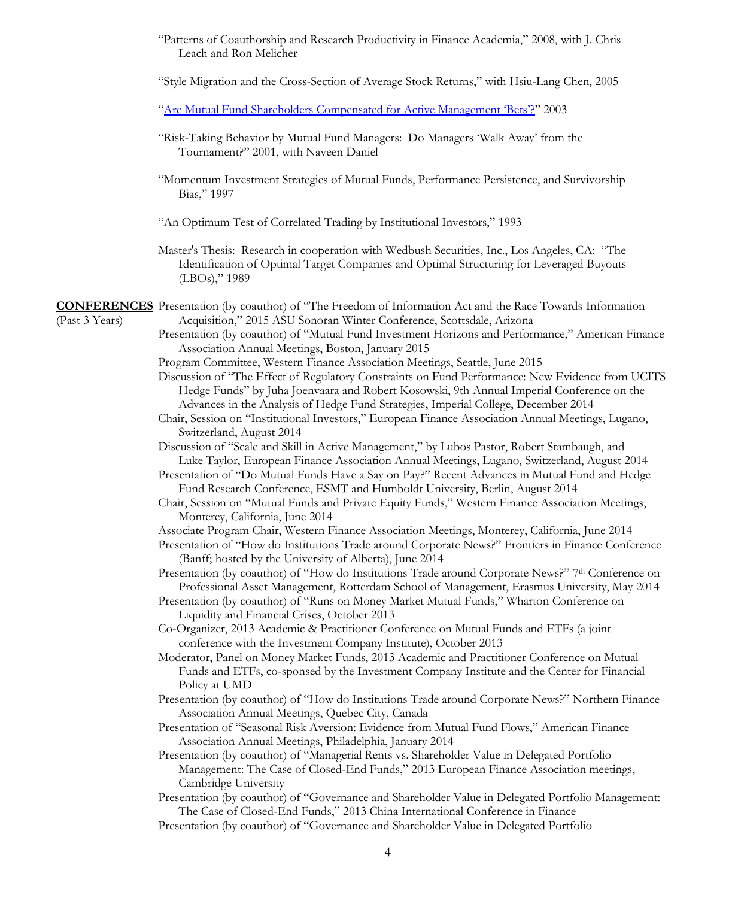"Patterns of Coauthorship and Research Productivity in Finance Academia," 2008, with J. Chris Leach and Ron Melicher

"Style Migration and the Cross-Section of Average Stock Returns," with Hsiu-Lang Chen, 2005

"[Are Mutual Fund Shareholders Compensated for Active Management 'Bets'?]" 2003

"Risk-Taking Behavior by Mutual Fund Managers: Do Managers 'Walk Away' from the Tournament?" 2001, with Naveen Daniel

"Momentum Investment Strategies of Mutual Funds, Performance Persistence, and Survivorship Bias," 1997

"An Optimum Test of Correlated Trading by Institutional Investors," 1993

Master's Thesis: Research in cooperation with Wedbush Securities, Inc., Los Angeles, CA: "The Identification of Optimal Target Companies and Optimal Structuring for Leveraged Buyouts (LBOs)," 1989

**CONFERENCES** (Past 3 Years)

Presentation (by coauthor) of "The Freedom of Information Act and the Race Towards Information Acquisition," 2015 ASU Sonoran Winter Conference, Scottsdale, Arizona

Presentation (by coauthor) of "Mutual Fund Investment Horizons and Performance," American Finance Association Annual Meetings, Boston, January 2015

Program Committee, Western Finance Association Meetings, Seattle, June 2015

Discussion of "The Effect of Regulatory Constraints on Fund Performance: New Evidence from UCITS Hedge Funds" by Juha Joenvaara and Robert Kosowski, 9th Annual Imperial Conference on the Advances in the Analysis of Hedge Fund Strategies, Imperial College, December 2014

Chair, Session on "Institutional Investors," European Finance Association Annual Meetings, Lugano, Switzerland, August 2014

Discussion of "Scale and Skill in Active Management," by Lubos Pastor, Robert Stambaugh, and Luke Taylor, European Finance Association Annual Meetings, Lugano, Switzerland, August 2014

Presentation of "Do Mutual Funds Have a Say on Pay?" Recent Advances in Mutual Fund and Hedge Fund Research Conference, ESMT and Humboldt University, Berlin, August 2014

Chair, Session on "Mutual Funds and Private Equity Funds," Western Finance Association Meetings, Monterey, California, June 2014

Associate Program Chair, Western Finance Association Meetings, Monterey, California, June 2014

Presentation of "How do Institutions Trade around Corporate News?" Frontiers in Finance Conference (Banff; hosted by the University of Alberta), June 2014

Presentation (by coauthor) of "How do Institutions Trade around Corporate News?" 7th Conference on Professional Asset Management, Rotterdam School of Management, Erasmus University, May 2014

Presentation (by coauthor) of "Runs on Money Market Mutual Funds," Wharton Conference on Liquidity and Financial Crises, October 2013

Co-Organizer, 2013 Academic & Practitioner Conference on Mutual Funds and ETFs (a joint conference with the Investment Company Institute), October 2013

Moderator, Panel on Money Market Funds, 2013 Academic and Practitioner Conference on Mutual Funds and ETFs, co-sponsored by the Investment Company Institute and the Center for Financial Policy at UMD

Presentation (by coauthor) of "How do Institutions Trade around Corporate News?" Northern Finance Association Annual Meetings, Quebec City, Canada

Presentation of "Seasonal Risk Aversion: Evidence from Mutual Fund Flows," American Finance Association Annual Meetings, Philadelphia, January 2014

Presentation (by coauthor) of "Managerial Rents vs. Shareholder Value in Delegated Portfolio Management: The Case of Closed-End Funds," 2013 European Finance Association meetings, Cambridge University

Presentation (by coauthor) of "Governance and Shareholder Value in Delegated Portfolio Management: The Case of Closed-End Funds," 2013 China International Conference in Finance

Presentation (by coauthor) of "Governance and Shareholder Value in Delegated Portfolio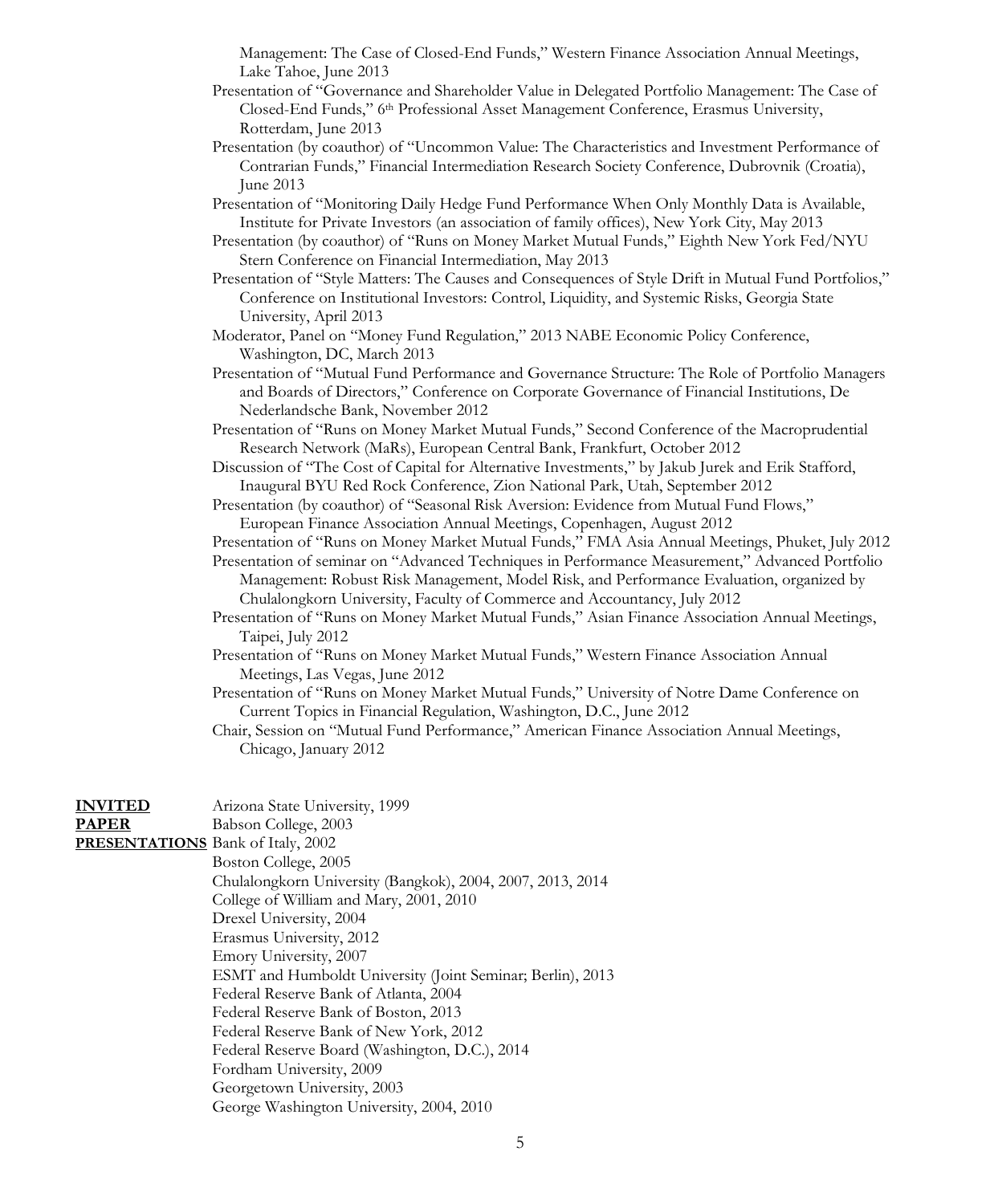Management: The Case of Closed-End Funds," Western Finance Association Annual Meetings, Lake Tahoe, June 2013

Presentation of "Governance and Shareholder Value in Delegated Portfolio Management: The Case of Closed-End Funds," 6th Professional Asset Management Conference, Erasmus University, Rotterdam, June 2013

Presentation (by coauthor) of "Uncommon Value: The Characteristics and Investment Performance of Contrarian Funds," Financial Intermediation Research Society Conference, Dubrovnik (Croatia), June 2013

Presentation of "Monitoring Daily Hedge Fund Performance When Only Monthly Data is Available, Institute for Private Investors (an association of family offices), New York City, May 2013

Presentation (by coauthor) of "Runs on Money Market Mutual Funds," Eighth New York Fed/NYU Stern Conference on Financial Intermediation, May 2013

Presentation of "Style Matters: The Causes and Consequences of Style Drift in Mutual Fund Portfolios," Conference on Institutional Investors: Control, Liquidity, and Systemic Risks, Georgia State University, April 2013

Moderator, Panel on "Money Fund Regulation," 2013 NABE Economic Policy Conference, Washington, DC, March 2013

Presentation of "Mutual Fund Performance and Governance Structure: The Role of Portfolio Managers and Boards of Directors," Conference on Corporate Governance of Financial Institutions, De Nederlandsche Bank, November 2012

Presentation of "Runs on Money Market Mutual Funds," Second Conference of the Macroprudential Research Network (MaRs), European Central Bank, Frankfurt, October 2012

Discussion of "The Cost of Capital for Alternative Investments," by Jakub Jurek and Erik Stafford, Inaugural BYU Red Rock Conference, Zion National Park, Utah, September 2012

Presentation (by coauthor) of "Seasonal Risk Aversion: Evidence from Mutual Fund Flows," European Finance Association Annual Meetings, Copenhagen, August 2012

Presentation of "Runs on Money Market Mutual Funds," FMA Asia Annual Meetings, Phuket, July 2012

Presentation of seminar on "Advanced Techniques in Performance Measurement," Advanced Portfolio Management: Robust Risk Management, Model Risk, and Performance Evaluation, organized by Chulalongkorn University, Faculty of Commerce and Accountancy, July 2012

Presentation of "Runs on Money Market Mutual Funds," Asian Finance Association Annual Meetings, Taipei, July 2012

Presentation of "Runs on Money Market Mutual Funds," Western Finance Association Annual Meetings, Las Vegas, June 2012

Presentation of "Runs on Money Market Mutual Funds," University of Notre Dame Conference on Current Topics in Financial Regulation, Washington, D.C., June 2012

Chair, Session on "Mutual Fund Performance," American Finance Association Annual Meetings, Chicago, January 2012

**INVITED PAPER PRESENTATIONS**

Arizona State University, 1999
Babson College, 2003
Bank of Italy, 2002
Boston College, 2005
Chulalongkorn University (Bangkok), 2004, 2007, 2013, 2014
College of William and Mary, 2001, 2010
Drexel University, 2004
Erasmus University, 2012
Emory University, 2007
ESMT and Humboldt University (Joint Seminar; Berlin), 2013
Federal Reserve Bank of Atlanta, 2004
Federal Reserve Bank of Boston, 2013
Federal Reserve Bank of New York, 2012
Federal Reserve Board (Washington, D.C.), 2014
Fordham University, 2009
Georgetown University, 2003
George Washington University, 2004, 2010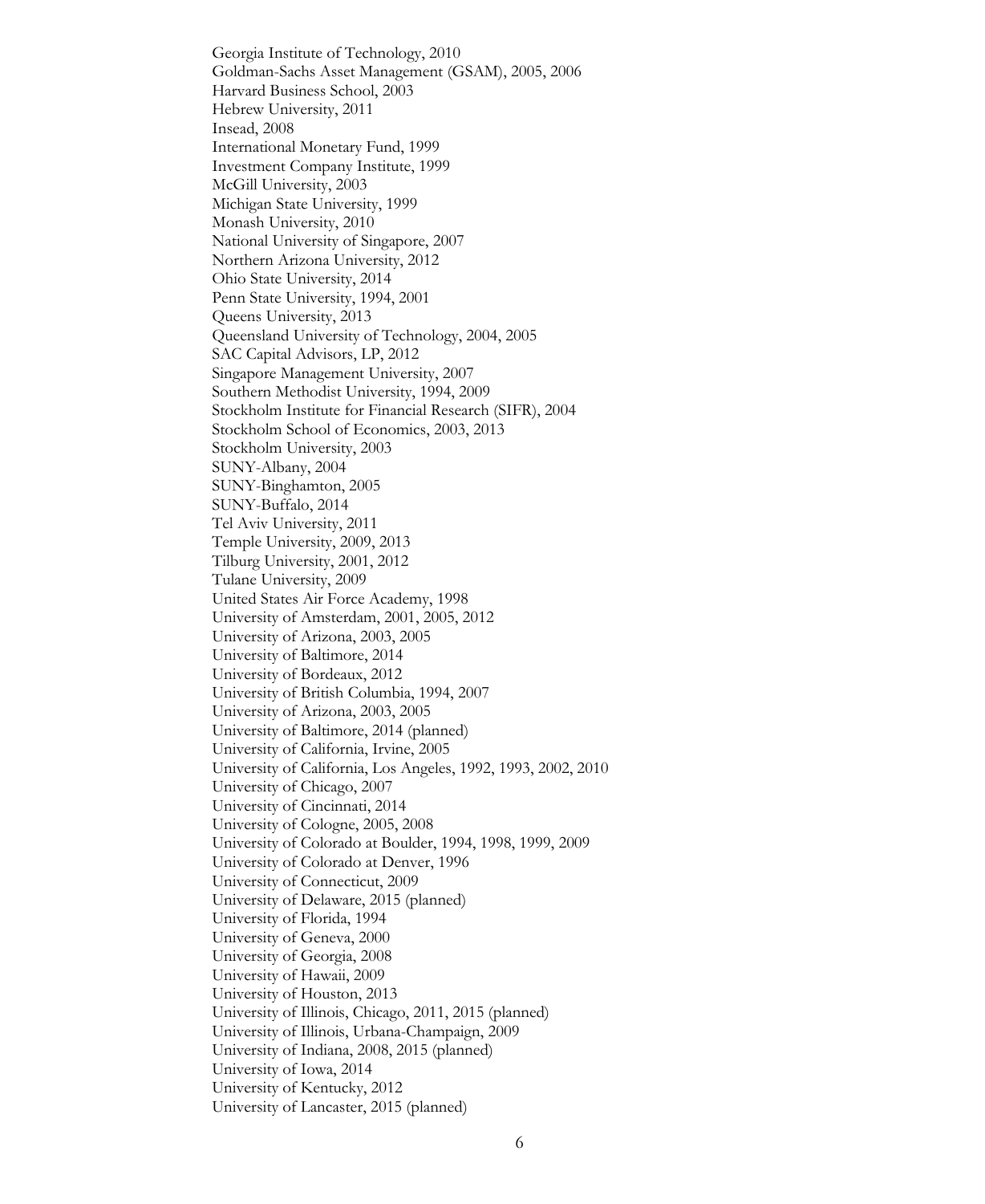Georgia Institute of Technology, 2010
Goldman-Sachs Asset Management (GSAM), 2005, 2006
Harvard Business School, 2003
Hebrew University, 2011
Insead, 2008
International Monetary Fund, 1999
Investment Company Institute, 1999
McGill University, 2003
Michigan State University, 1999
Monash University, 2010
National University of Singapore, 2007
Northern Arizona University, 2012
Ohio State University, 2014
Penn State University, 1994, 2001
Queens University, 2013
Queensland University of Technology, 2004, 2005
SAC Capital Advisors, LP, 2012
Singapore Management University, 2007
Southern Methodist University, 1994, 2009
Stockholm Institute for Financial Research (SIFR), 2004
Stockholm School of Economics, 2003, 2013
Stockholm University, 2003
SUNY-Albany, 2004
SUNY-Binghamton, 2005
SUNY-Buffalo, 2014
Tel Aviv University, 2011
Temple University, 2009, 2013
Tilburg University, 2001, 2012
Tulane University, 2009
United States Air Force Academy, 1998
University of Amsterdam, 2001, 2005, 2012
University of Arizona, 2003, 2005
University of Baltimore, 2014
University of Bordeaux, 2012
University of British Columbia, 1994, 2007
University of Arizona, 2003, 2005
University of Baltimore, 2014 (planned)
University of California, Irvine, 2005
University of California, Los Angeles, 1992, 1993, 2002, 2010
University of Chicago, 2007
University of Cincinnati, 2014
University of Cologne, 2005, 2008
University of Colorado at Boulder, 1994, 1998, 1999, 2009
University of Colorado at Denver, 1996
University of Connecticut, 2009
University of Delaware, 2015 (planned)
University of Florida, 1994
University of Geneva, 2000
University of Georgia, 2008
University of Hawaii, 2009
University of Houston, 2013
University of Illinois, Chicago, 2011, 2015 (planned)
University of Illinois, Urbana-Champaign, 2009
University of Indiana, 2008, 2015 (planned)
University of Iowa, 2014
University of Kentucky, 2012
University of Lancaster, 2015 (planned)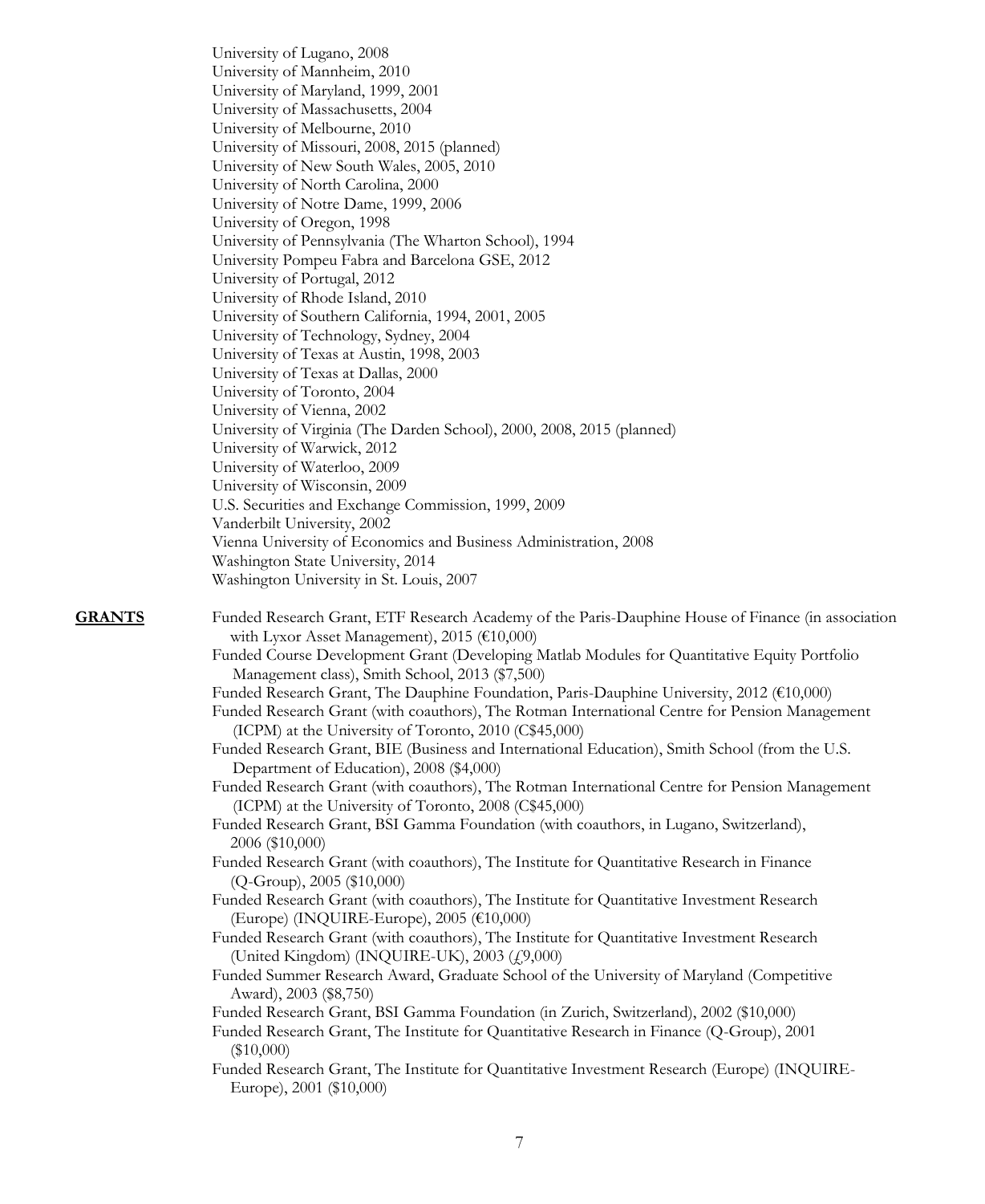University of Lugano, 2008
University of Mannheim, 2010
University of Maryland, 1999, 2001
University of Massachusetts, 2004
University of Melbourne, 2010
University of Missouri, 2008, 2015 (planned)
University of New South Wales, 2005, 2010
University of North Carolina, 2000
University of Notre Dame, 1999, 2006
University of Oregon, 1998
University of Pennsylvania (The Wharton School), 1994
University Pompeu Fabra and Barcelona GSE, 2012
University of Portugal, 2012
University of Rhode Island, 2010
University of Southern California, 1994, 2001, 2005
University of Technology, Sydney, 2004
University of Texas at Austin, 1998, 2003
University of Texas at Dallas, 2000
University of Toronto, 2004
University of Vienna, 2002
University of Virginia (The Darden School), 2000, 2008, 2015 (planned)
University of Warwick, 2012
University of Waterloo, 2009
University of Wisconsin, 2009
U.S. Securities and Exchange Commission, 1999, 2009
Vanderbilt University, 2002
Vienna University of Economics and Business Administration, 2008
Washington State University, 2014
Washington University in St. Louis, 2007

## GRANTS

Funded Research Grant, ETF Research Academy of the Paris-Dauphine House of Finance (in association with Lyxor Asset Management), 2015 (€10,000)
Funded Course Development Grant (Developing Matlab Modules for Quantitative Equity Portfolio Management class), Smith School, 2013 ($7,500)
Funded Research Grant, The Dauphine Foundation, Paris-Dauphine University, 2012 (€10,000)
Funded Research Grant (with coauthors), The Rotman International Centre for Pension Management (ICPM) at the University of Toronto, 2010 (C$45,000)
Funded Research Grant, BIE (Business and International Education), Smith School (from the U.S. Department of Education), 2008 ($4,000)
Funded Research Grant (with coauthors), The Rotman International Centre for Pension Management (ICPM) at the University of Toronto, 2008 (C$45,000)
Funded Research Grant, BSI Gamma Foundation (with coauthors, in Lugano, Switzerland), 2006 ($10,000)
Funded Research Grant (with coauthors), The Institute for Quantitative Research in Finance (Q-Group), 2005 ($10,000)
Funded Research Grant (with coauthors), The Institute for Quantitative Investment Research (Europe) (INQUIRE-Europe), 2005 (€10,000)
Funded Research Grant (with coauthors), The Institute for Quantitative Investment Research (United Kingdom) (INQUIRE-UK), 2003 (£9,000)
Funded Summer Research Award, Graduate School of the University of Maryland (Competitive Award), 2003 ($8,750)
Funded Research Grant, BSI Gamma Foundation (in Zurich, Switzerland), 2002 ($10,000)
Funded Research Grant, The Institute for Quantitative Research in Finance (Q-Group), 2001 ($10,000)
Funded Research Grant, The Institute for Quantitative Investment Research (Europe) (INQUIRE-Europe), 2001 ($10,000)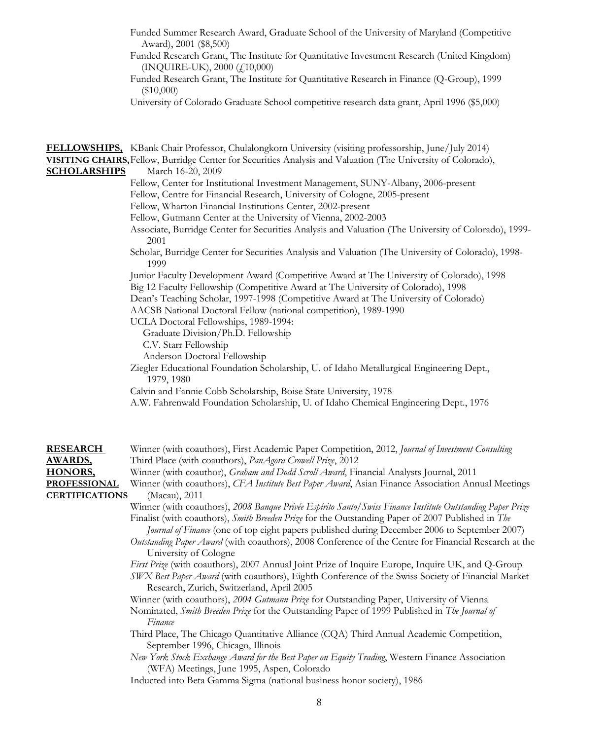Funded Summer Research Award, Graduate School of the University of Maryland (Competitive Award), 2001 ($8,500)

Funded Research Grant, The Institute for Quantitative Investment Research (United Kingdom) (INQUIRE-UK), 2000 (£10,000)

Funded Research Grant, The Institute for Quantitative Research in Finance (Q-Group), 1999 ($10,000)

University of Colorado Graduate School competitive research data grant, April 1996 ($5,000)

## FELLOWSHIPS, VISITING CHAIRS, SCHOLARSHIPS

KBank Chair Professor, Chulalongkorn University (visiting professorship, June/July 2014)

Fellow, Burridge Center for Securities Analysis and Valuation (The University of Colorado), March 16-20, 2009

Fellow, Center for Institutional Investment Management, SUNY-Albany, 2006-present

Fellow, Centre for Financial Research, University of Cologne, 2005-present

Fellow, Wharton Financial Institutions Center, 2002-present

Fellow, Gutmann Center at the University of Vienna, 2002-2003

Associate, Burridge Center for Securities Analysis and Valuation (The University of Colorado), 1999-2001

Scholar, Burridge Center for Securities Analysis and Valuation (The University of Colorado), 1998-1999

Junior Faculty Development Award (Competitive Award at The University of Colorado), 1998

Big 12 Faculty Fellowship (Competitive Award at The University of Colorado), 1998

Dean's Teaching Scholar, 1997-1998 (Competitive Award at The University of Colorado)

AACSB National Doctoral Fellow (national competition), 1989-1990

UCLA Doctoral Fellowships, 1989-1994:
- Graduate Division/Ph.D. Fellowship
- C.V. Starr Fellowship
- Anderson Doctoral Fellowship

Ziegler Educational Foundation Scholarship, U. of Idaho Metallurgical Engineering Dept., 1979, 1980

Calvin and Fannie Cobb Scholarship, Boise State University, 1978

A.W. Fahrenwald Foundation Scholarship, U. of Idaho Chemical Engineering Dept., 1976

## RESEARCH AWARDS, HONORS, PROFESSIONAL CERTIFICATIONS

Winner (with coauthors), First Academic Paper Competition, 2012, *Journal of Investment Consulting*

Third Place (with coauthors), *PanAgora Crowell Prize*, 2012

Winner (with coauthor), *Graham and Dodd Scroll Award*, Financial Analysts Journal, 2011

Winner (with coauthors), *CFA Institute Best Paper Award*, Asian Finance Association Annual Meetings (Macau), 2011

Winner (with coauthors), *2008 Banque Privée Espírito Santo/Swiss Finance Institute Outstanding Paper Prize*

Finalist (with coauthors), *Smith Breeden Prize* for the Outstanding Paper of 2007 Published in *The Journal of Finance* (one of top eight papers published during December 2006 to September 2007)

*Outstanding Paper Award* (with coauthors), 2008 Conference of the Centre for Financial Research at the University of Cologne

*First Prize* (with coauthors), 2007 Annual Joint Prize of Inquire Europe, Inquire UK, and Q-Group

*SWX Best Paper Award* (with coauthors), Eighth Conference of the Swiss Society of Financial Market Research, Zurich, Switzerland, April 2005

Winner (with coauthors), *2004 Gutmann Prize* for Outstanding Paper, University of Vienna

Nominated, *Smith Breeden Prize* for the Outstanding Paper of 1999 Published in *The Journal of Finance*

Third Place, The Chicago Quantitative Alliance (CQA) Third Annual Academic Competition, September 1996, Chicago, Illinois

*New York Stock Exchange Award for the Best Paper on Equity Trading*, Western Finance Association (WFA) Meetings, June 1995, Aspen, Colorado

Inducted into Beta Gamma Sigma (national business honor society), 1986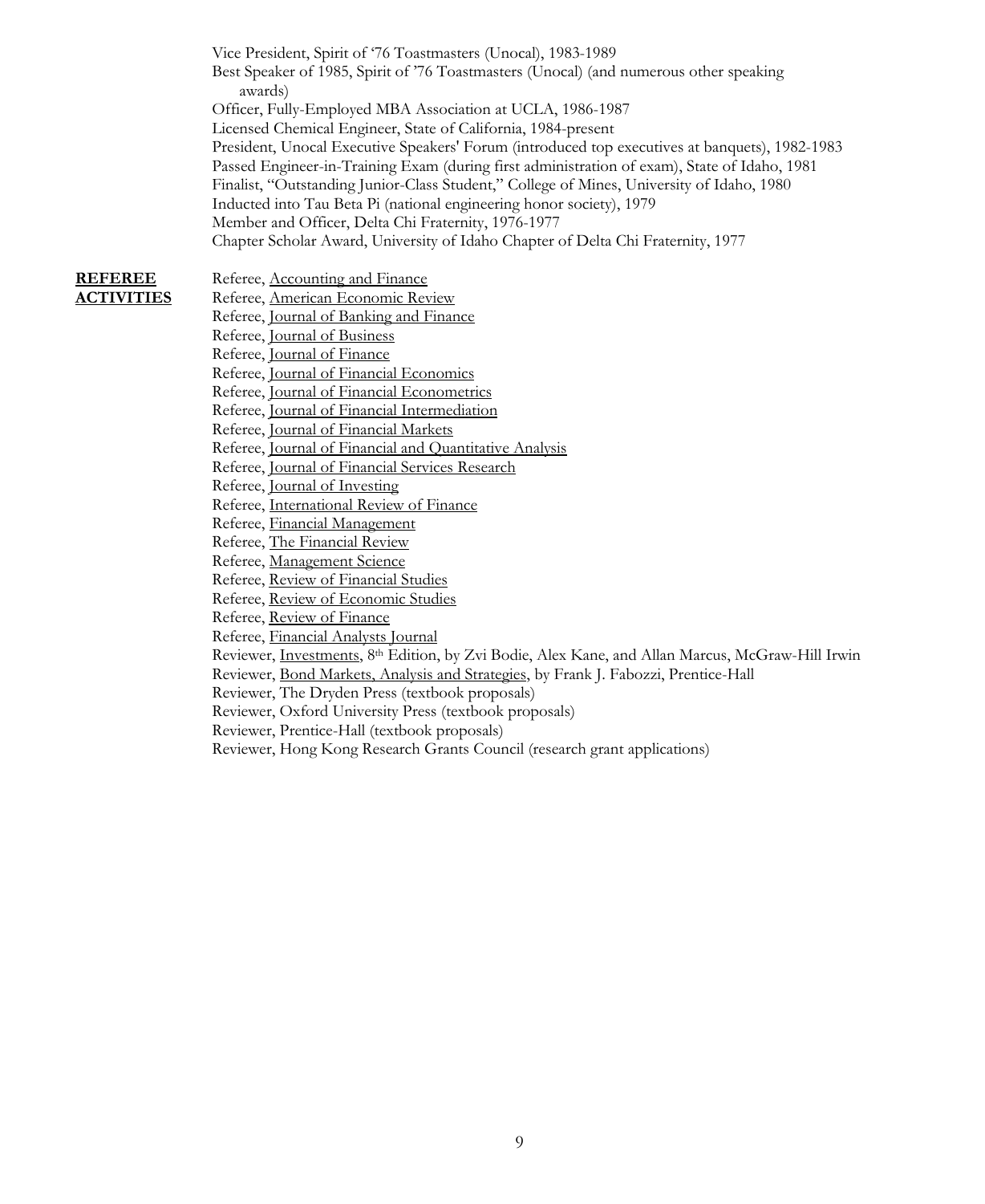Vice President, Spirit of '76 Toastmasters (Unocal), 1983-1989
Best Speaker of 1985, Spirit of '76 Toastmasters (Unocal) (and numerous other speaking awards)
Officer, Fully-Employed MBA Association at UCLA, 1986-1987
Licensed Chemical Engineer, State of California, 1984-present
President, Unocal Executive Speakers' Forum (introduced top executives at banquets), 1982-1983
Passed Engineer-in-Training Exam (during first administration of exam), State of Idaho, 1981
Finalist, "Outstanding Junior-Class Student," College of Mines, University of Idaho, 1980
Inducted into Tau Beta Pi (national engineering honor society), 1979
Member and Officer, Delta Chi Fraternity, 1976-1977
Chapter Scholar Award, University of Idaho Chapter of Delta Chi Fraternity, 1977

**REFEREE ACTIVITIES**

Referee, Accounting and Finance
Referee, American Economic Review
Referee, Journal of Banking and Finance
Referee, Journal of Business
Referee, Journal of Finance
Referee, Journal of Financial Economics
Referee, Journal of Financial Econometrics
Referee, Journal of Financial Intermediation
Referee, Journal of Financial Markets
Referee, Journal of Financial and Quantitative Analysis
Referee, Journal of Financial Services Research
Referee, Journal of Investing
Referee, International Review of Finance
Referee, Financial Management
Referee, The Financial Review
Referee, Management Science
Referee, Review of Financial Studies
Referee, Review of Economic Studies
Referee, Review of Finance
Referee, Financial Analysts Journal
Reviewer, Investments, 8th Edition, by Zvi Bodie, Alex Kane, and Allan Marcus, McGraw-Hill Irwin
Reviewer, Bond Markets, Analysis and Strategies, by Frank J. Fabozzi, Prentice-Hall
Reviewer, The Dryden Press (textbook proposals)
Reviewer, Oxford University Press (textbook proposals)
Reviewer, Prentice-Hall (textbook proposals)
Reviewer, Hong Kong Research Grants Council (research grant applications)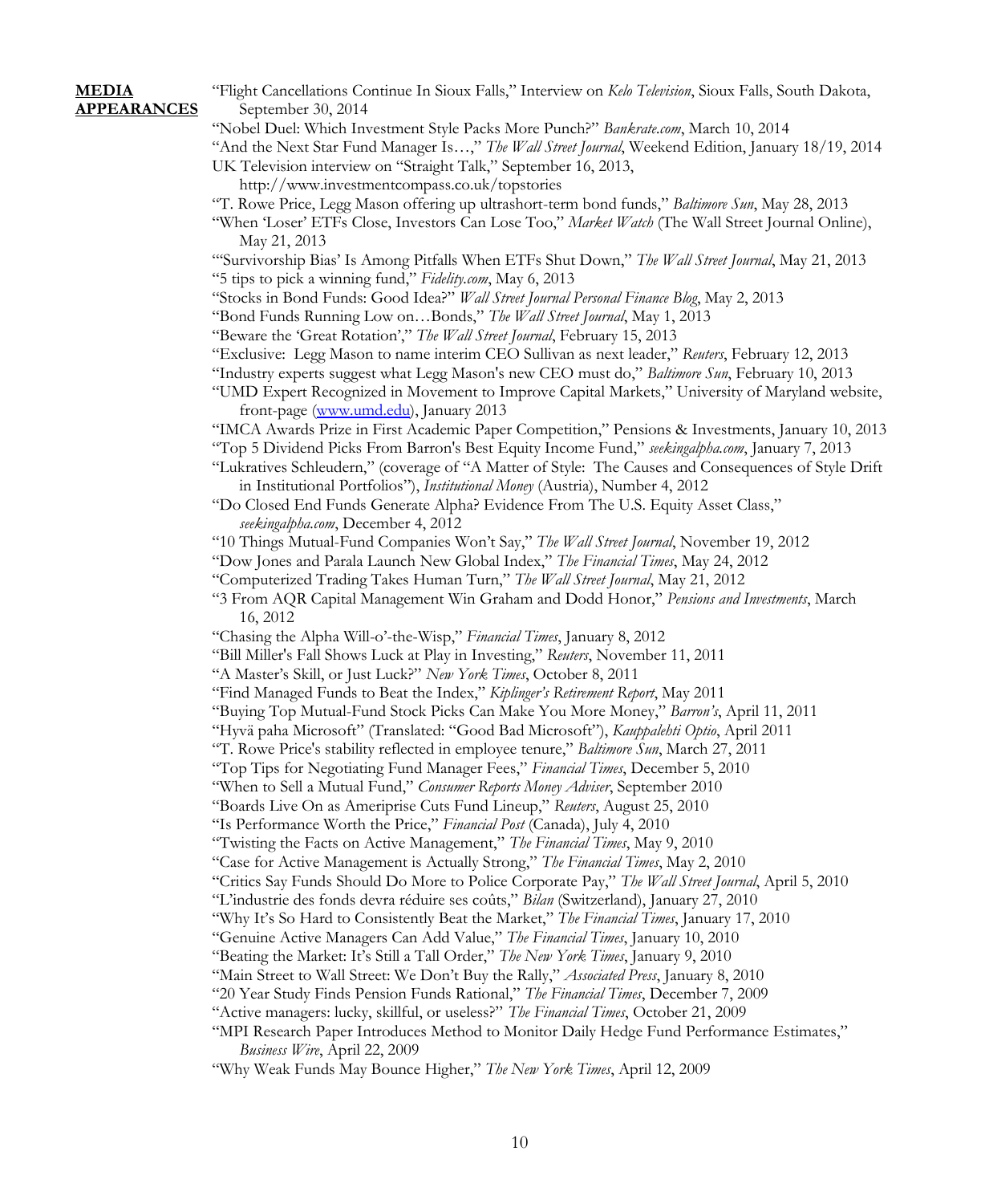## MEDIA APPEARANCES

"Flight Cancellations Continue In Sioux Falls," Interview on *Kelo Television*, Sioux Falls, South Dakota, September 30, 2014

"Nobel Duel: Which Investment Style Packs More Punch?" *Bankrate.com*, March 10, 2014

"And the Next Star Fund Manager Is…," *The Wall Street Journal*, Weekend Edition, January 18/19, 2014

UK Television interview on "Straight Talk," September 16, 2013, http://www.investmentcompass.co.uk/topstories

"T. Rowe Price, Legg Mason offering up ultrashort-term bond funds," *Baltimore Sun*, May 28, 2013

"When 'Loser' ETFs Close, Investors Can Lose Too," *Market Watch* (The Wall Street Journal Online), May 21, 2013

"'Survivorship Bias' Is Among Pitfalls When ETFs Shut Down," *The Wall Street Journal*, May 21, 2013

"5 tips to pick a winning fund," *Fidelity.com*, May 6, 2013

"Stocks in Bond Funds: Good Idea?" *Wall Street Journal Personal Finance Blog*, May 2, 2013

"Bond Funds Running Low on…Bonds," *The Wall Street Journal*, May 1, 2013

"Beware the 'Great Rotation'," *The Wall Street Journal*, February 15, 2013

"Exclusive: Legg Mason to name interim CEO Sullivan as next leader," *Reuters*, February 12, 2013

"Industry experts suggest what Legg Mason's new CEO must do," *Baltimore Sun*, February 10, 2013

"UMD Expert Recognized in Movement to Improve Capital Markets," University of Maryland website, front-page (www.umd.edu), January 2013

"IMCA Awards Prize in First Academic Paper Competition," Pensions & Investments, January 10, 2013

"Top 5 Dividend Picks From Barron's Best Equity Income Fund," *seekingalpha.com*, January 7, 2013

"Lukratives Schleudern," (coverage of "A Matter of Style: The Causes and Consequences of Style Drift in Institutional Portfolios"), *Institutional Money* (Austria), Number 4, 2012

"Do Closed End Funds Generate Alpha? Evidence From The U.S. Equity Asset Class," *seekingalpha.com*, December 4, 2012

"10 Things Mutual-Fund Companies Won't Say," *The Wall Street Journal*, November 19, 2012

"Dow Jones and Parala Launch New Global Index," *The Financial Times*, May 24, 2012

"Computerized Trading Takes Human Turn," *The Wall Street Journal*, May 21, 2012

"3 From AQR Capital Management Win Graham and Dodd Honor," *Pensions and Investments*, March 16, 2012

"Chasing the Alpha Will-o'-the-Wisp," *Financial Times*, January 8, 2012

"Bill Miller's Fall Shows Luck at Play in Investing," *Reuters*, November 11, 2011

"A Master's Skill, or Just Luck?" *New York Times*, October 8, 2011

"Find Managed Funds to Beat the Index," *Kiplinger's Retirement Report*, May 2011

"Buying Top Mutual-Fund Stock Picks Can Make You More Money," *Barron's*, April 11, 2011

"Hyvä paha Microsoft" (Translated: "Good Bad Microsoft"), *Kauppalehti Optio*, April 2011

"T. Rowe Price's stability reflected in employee tenure," *Baltimore Sun*, March 27, 2011

"Top Tips for Negotiating Fund Manager Fees," *Financial Times*, December 5, 2010

"When to Sell a Mutual Fund," *Consumer Reports Money Adviser*, September 2010

"Boards Live On as Ameriprise Cuts Fund Lineup," *Reuters*, August 25, 2010

"Is Performance Worth the Price," *Financial Post* (Canada), July 4, 2010

"Twisting the Facts on Active Management," *The Financial Times*, May 9, 2010

"Case for Active Management is Actually Strong," *The Financial Times*, May 2, 2010

"Critics Say Funds Should Do More to Police Corporate Pay," *The Wall Street Journal*, April 5, 2010

"L'industrie des fonds devra réduire ses coûts," *Bilan* (Switzerland), January 27, 2010

"Why It's So Hard to Consistently Beat the Market," *The Financial Times*, January 17, 2010

"Genuine Active Managers Can Add Value," *The Financial Times*, January 10, 2010

"Beating the Market: It's Still a Tall Order," *The New York Times*, January 9, 2010

"Main Street to Wall Street: We Don't Buy the Rally," *Associated Press*, January 8, 2010

"20 Year Study Finds Pension Funds Rational," *The Financial Times*, December 7, 2009

"Active managers: lucky, skillful, or useless?" *The Financial Times*, October 21, 2009

"MPI Research Paper Introduces Method to Monitor Daily Hedge Fund Performance Estimates," *Business Wire*, April 22, 2009

"Why Weak Funds May Bounce Higher," *The New York Times*, April 12, 2009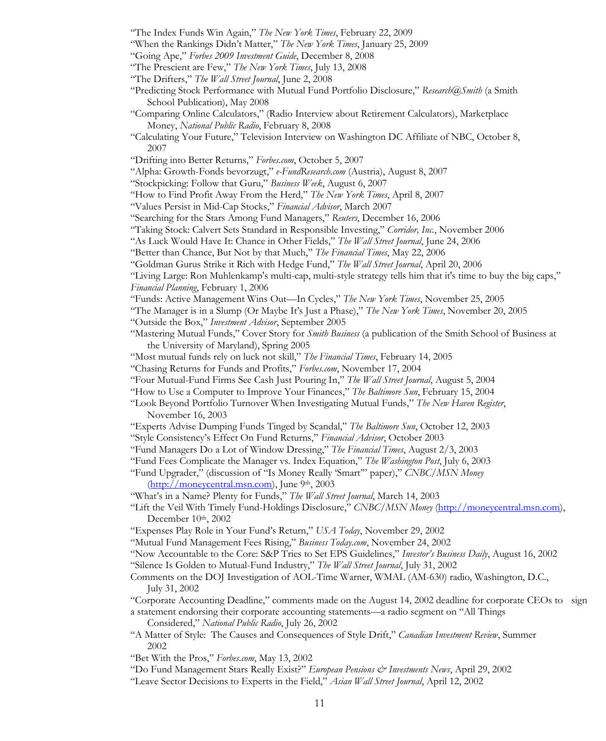"The Index Funds Win Again," *The New York Times*, February 22, 2009

"When the Rankings Didn't Matter," *The New York Times*, January 25, 2009

"Going Ape," *Forbes 2009 Investment Guide*, December 8, 2008

"The Prescient are Few," *The New York Times*, July 13, 2008

"The Drifters," *The Wall Street Journal*, June 2, 2008

"Predicting Stock Performance with Mutual Fund Portfolio Disclosure," *Research@Smith* (a Smith School Publication), May 2008

"Comparing Online Calculators," (Radio Interview about Retirement Calculators), Marketplace Money, *National Public Radio*, February 8, 2008

"Calculating Your Future," Television Interview on Washington DC Affiliate of NBC, October 8, 2007

"Drifting into Better Returns," *Forbes.com*, October 5, 2007

"Alpha: Growth-Fonds bevorzugt," *e-FundResearch.com* (Austria), August 8, 2007

"Stockpicking: Follow that Guru," *Business Week*, August 6, 2007

"How to Find Profit Away From the Herd," *The New York Times*, April 8, 2007

"Values Persist in Mid-Cap Stocks," *Financial Advisor*, March 2007

"Searching for the Stars Among Fund Managers," *Reuters*, December 16, 2006

"Taking Stock: Calvert Sets Standard in Responsible Investing," *Corridor, Inc.*, November 2006

"As Luck Would Have It: Chance in Other Fields," *The Wall Street Journal*, June 24, 2006

"Better than Chance, But Not by that Much," *The Financial Times*, May 22, 2006

"Goldman Gurus Strike it Rich with Hedge Fund," *The Wall Street Journal*, April 20, 2006

"Living Large: Ron Muhlenkamp's multi-cap, multi-style strategy tells him that it's time to buy the big caps," *Financial Planning*, February 1, 2006

"Funds: Active Management Wins Out—In Cycles," *The New York Times*, November 25, 2005

"The Manager is in a Slump (Or Maybe It's Just a Phase)," *The New York Times*, November 20, 2005

"Outside the Box," *Investment Advisor*, September 2005

"Mastering Mutual Funds," Cover Story for *Smith Business* (a publication of the Smith School of Business at the University of Maryland), Spring 2005

"Most mutual funds rely on luck not skill," *The Financial Times*, February 14, 2005

"Chasing Returns for Funds and Profits," *Forbes.com*, November 17, 2004

"Four Mutual-Fund Firms See Cash Just Pouring In," *The Wall Street Journal*, August 5, 2004

"How to Use a Computer to Improve Your Finances," *The Baltimore Sun*, February 15, 2004

"Look Beyond Portfolio Turnover When Investigating Mutual Funds," *The New Haven Register*, November 16, 2003

"Experts Advise Dumping Funds Tinged by Scandal," *The Baltimore Sun*, October 12, 2003

"Style Consistency's Effect On Fund Returns," *Financial Advisor*, October 2003

"Fund Managers Do a Lot of Window Dressing," *The Financial Times*, August 2/3, 2003

"Fund Fees Complicate the Manager vs. Index Equation," *The Washington Post*, July 6, 2003

"Fund Upgrader," (discussion of "Is Money Really 'Smart'" paper)," *CNBC/MSN Money* (http://moneycentral.msn.com), June 9th, 2003

"What's in a Name? Plenty for Funds," *The Wall Street Journal*, March 14, 2003

"Lift the Veil With Timely Fund-Holdings Disclosure," *CNBC/MSN Money* (http://moneycentral.msn.com), December 10th, 2002

"Expenses Play Role in Your Fund's Return," *USA Today*, November 29, 2002

"Mutual Fund Management Fees Rising," *Business Today.com*, November 24, 2002

"Now Accountable to the Core: S&P Tries to Set EPS Guidelines," *Investor's Business Daily*, August 16, 2002

"Silence Is Golden to Mutual-Fund Industry," *The Wall Street Journal*, July 31, 2002

Comments on the DOJ Investigation of AOL-Time Warner, WMAL (AM-630) radio, Washington, D.C., July 31, 2002

"Corporate Accounting Deadline," comments made on the August 14, 2002 deadline for corporate CEOs to sign a statement endorsing their corporate accounting statements—a radio segment on "All Things Considered," *National Public Radio*, July 26, 2002

"A Matter of Style: The Causes and Consequences of Style Drift," *Canadian Investment Review*, Summer 2002

"Bet With the Pros," *Forbes.com*, May 13, 2002

"Do Fund Management Stars Really Exist?" *European Pensions & Investments News*, April 29, 2002

"Leave Sector Decisions to Experts in the Field," *Asian Wall Street Journal*, April 12, 2002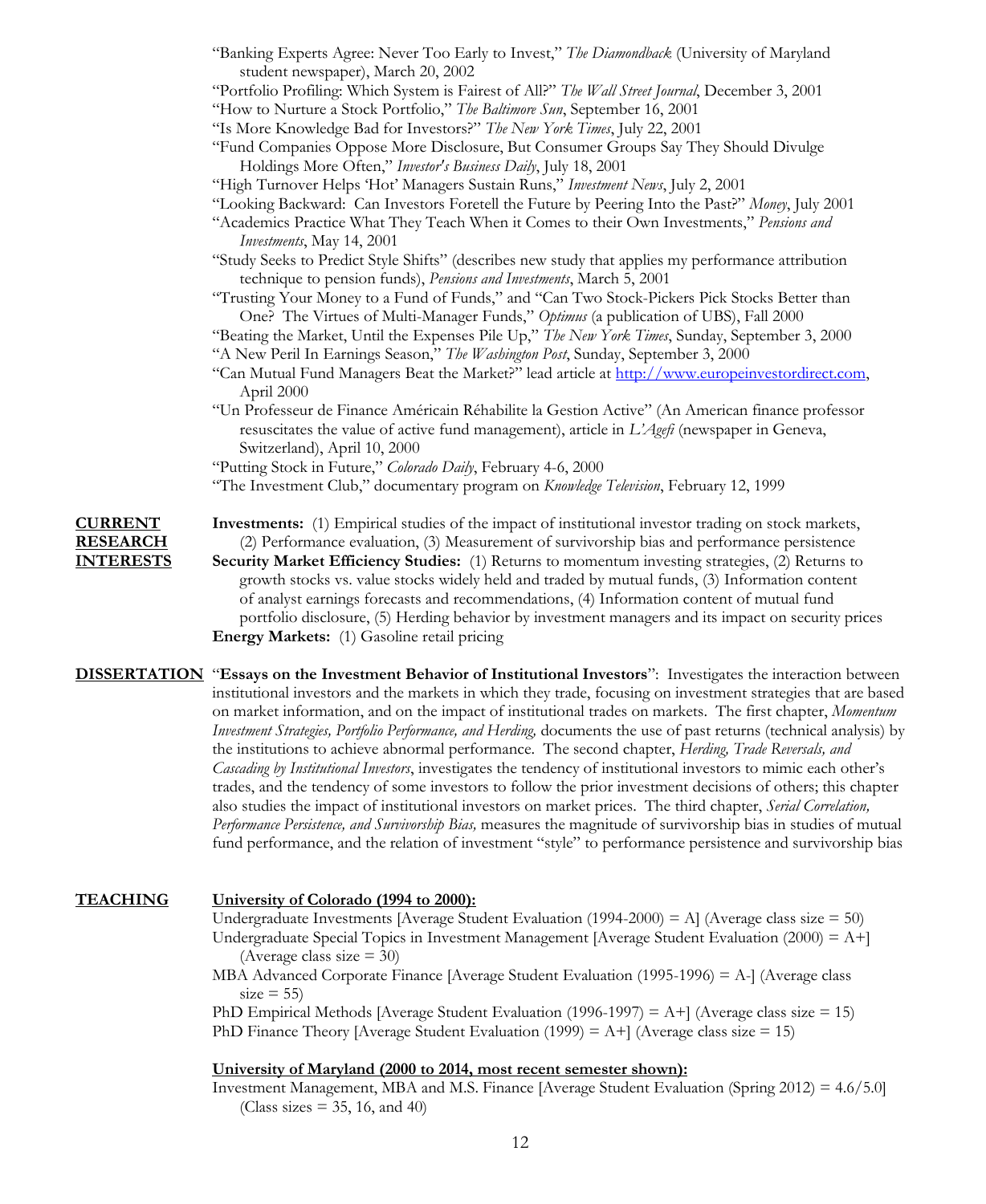- "Banking Experts Agree: Never Too Early to Invest," *The Diamondback* (University of Maryland student newspaper), March 20, 2002
- "Portfolio Profiling: Which System is Fairest of All?" *The Wall Street Journal*, December 3, 2001
- "How to Nurture a Stock Portfolio," *The Baltimore Sun*, September 16, 2001
- "Is More Knowledge Bad for Investors?" *The New York Times*, July 22, 2001
- "Fund Companies Oppose More Disclosure, But Consumer Groups Say They Should Divulge Holdings More Often," *Investor's Business Daily*, July 18, 2001
- "High Turnover Helps 'Hot' Managers Sustain Runs," *Investment News*, July 2, 2001
- "Looking Backward: Can Investors Foretell the Future by Peering Into the Past?" *Money*, July 2001
- "Academics Practice What They Teach When it Comes to their Own Investments," *Pensions and Investments*, May 14, 2001
- "Study Seeks to Predict Style Shifts" (describes new study that applies my performance attribution technique to pension funds), *Pensions and Investments*, March 5, 2001
- "Trusting Your Money to a Fund of Funds," and "Can Two Stock-Pickers Pick Stocks Better than One? The Virtues of Multi-Manager Funds," *Optimus* (a publication of UBS), Fall 2000
- "Beating the Market, Until the Expenses Pile Up," *The New York Times*, Sunday, September 3, 2000
- "A New Peril In Earnings Season," *The Washington Post*, Sunday, September 3, 2000
- "Can Mutual Fund Managers Beat the Market?" lead article at http://www.europeinvestordirect.com, April 2000
- "Un Professeur de Finance Américain Réhabilite la Gestion Active" (An American finance professor resuscitates the value of active fund management), article in *L'Agefi* (newspaper in Geneva, Switzerland), April 10, 2000
- "Putting Stock in Future," *Colorado Daily*, February 4-6, 2000
- "The Investment Club," documentary program on *Knowledge Television*, February 12, 1999

## CURRENT RESEARCH INTERESTS

**Investments:** (1) Empirical studies of the impact of institutional investor trading on stock markets, (2) Performance evaluation, (3) Measurement of survivorship bias and performance persistence

**Security Market Efficiency Studies:** (1) Returns to momentum investing strategies, (2) Returns to growth stocks vs. value stocks widely held and traded by mutual funds, (3) Information content of analyst earnings forecasts and recommendations, (4) Information content of mutual fund portfolio disclosure, (5) Herding behavior by investment managers and its impact on security prices

**Energy Markets:** (1) Gasoline retail pricing

## DISSERTATION

"**Essays on the Investment Behavior of Institutional Investors**": Investigates the interaction between institutional investors and the markets in which they trade, focusing on investment strategies that are based on market information, and on the impact of institutional trades on markets. The first chapter, *Momentum Investment Strategies, Portfolio Performance, and Herding,* documents the use of past returns (technical analysis) by the institutions to achieve abnormal performance. The second chapter, *Herding, Trade Reversals, and Cascading by Institutional Investors*, investigates the tendency of institutional investors to mimic each other's trades, and the tendency of some investors to follow the prior investment decisions of others; this chapter also studies the impact of institutional investors on market prices. The third chapter, *Serial Correlation, Performance Persistence, and Survivorship Bias,* measures the magnitude of survivorship bias in studies of mutual fund performance, and the relation of investment "style" to performance persistence and survivorship bias

## TEACHING

**University of Colorado (1994 to 2000):**

- Undergraduate Investments [Average Student Evaluation (1994-2000) = A] (Average class size = 50)
- Undergraduate Special Topics in Investment Management [Average Student Evaluation (2000) = A+] (Average class size = 30)
- MBA Advanced Corporate Finance [Average Student Evaluation (1995-1996) = A-] (Average class size = 55)
- PhD Empirical Methods [Average Student Evaluation (1996-1997) = A+] (Average class size = 15)
- PhD Finance Theory [Average Student Evaluation (1999) = A+] (Average class size = 15)

**University of Maryland (2000 to 2014, most recent semester shown):**

- Investment Management, MBA and M.S. Finance [Average Student Evaluation (Spring 2012) = 4.6/5.0] (Class sizes = 35, 16, and 40)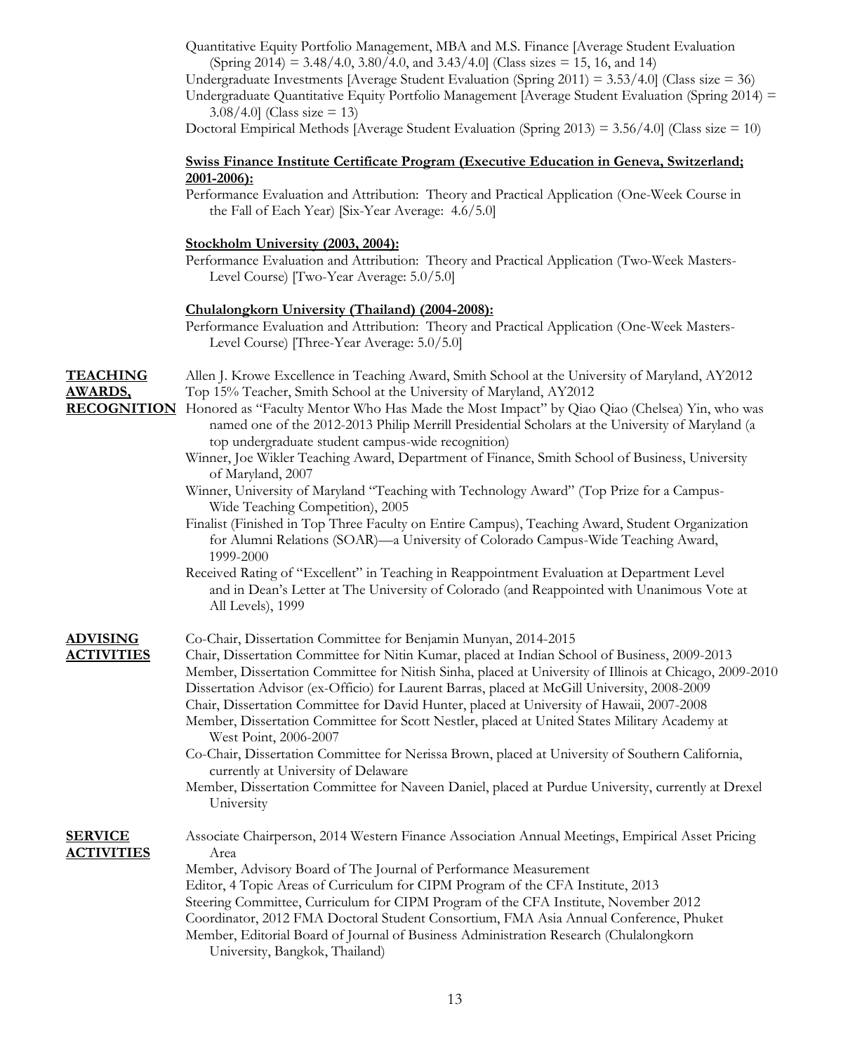Quantitative Equity Portfolio Management, MBA and M.S. Finance [Average Student Evaluation (Spring 2014) = 3.48/4.0, 3.80/4.0, and 3.43/4.0] (Class sizes = 15, 16, and 14)

Undergraduate Investments [Average Student Evaluation (Spring 2011) = 3.53/4.0] (Class size = 36)

Undergraduate Quantitative Equity Portfolio Management [Average Student Evaluation (Spring 2014) = 3.08/4.0] (Class size = 13)

Doctoral Empirical Methods [Average Student Evaluation (Spring 2013) = 3.56/4.0] (Class size = 10)

**Swiss Finance Institute Certificate Program (Executive Education in Geneva, Switzerland; 2001-2006):**

Performance Evaluation and Attribution: Theory and Practical Application (One-Week Course in the Fall of Each Year) [Six-Year Average: 4.6/5.0]

**Stockholm University (2003, 2004):**

Performance Evaluation and Attribution: Theory and Practical Application (Two-Week Masters-Level Course) [Two-Year Average: 5.0/5.0]

**Chulalongkorn University (Thailand) (2004-2008):**

Performance Evaluation and Attribution: Theory and Practical Application (One-Week Masters-Level Course) [Three-Year Average: 5.0/5.0]

## TEACHING AWARDS, RECOGNITION

Allen J. Krowe Excellence in Teaching Award, Smith School at the University of Maryland, AY2012

Top 15% Teacher, Smith School at the University of Maryland, AY2012

Honored as "Faculty Mentor Who Has Made the Most Impact" by Qiao Qiao (Chelsea) Yin, who was named one of the 2012-2013 Philip Merrill Presidential Scholars at the University of Maryland (a top undergraduate student campus-wide recognition)

Winner, Joe Wikler Teaching Award, Department of Finance, Smith School of Business, University of Maryland, 2007

Winner, University of Maryland "Teaching with Technology Award" (Top Prize for a Campus-Wide Teaching Competition), 2005

Finalist (Finished in Top Three Faculty on Entire Campus), Teaching Award, Student Organization for Alumni Relations (SOAR)—a University of Colorado Campus-Wide Teaching Award, 1999-2000

Received Rating of "Excellent" in Teaching in Reappointment Evaluation at Department Level and in Dean's Letter at The University of Colorado (and Reappointed with Unanimous Vote at All Levels), 1999

## ADVISING ACTIVITIES

Co-Chair, Dissertation Committee for Benjamin Munyan, 2014-2015

Chair, Dissertation Committee for Nitin Kumar, placed at Indian School of Business, 2009-2013

Member, Dissertation Committee for Nitish Sinha, placed at University of Illinois at Chicago, 2009-2010

Dissertation Advisor (ex-Officio) for Laurent Barras, placed at McGill University, 2008-2009

Chair, Dissertation Committee for David Hunter, placed at University of Hawaii, 2007-2008

Member, Dissertation Committee for Scott Nestler, placed at United States Military Academy at West Point, 2006-2007

Co-Chair, Dissertation Committee for Nerissa Brown, placed at University of Southern California, currently at University of Delaware

Member, Dissertation Committee for Naveen Daniel, placed at Purdue University, currently at Drexel University

## SERVICE ACTIVITIES

Associate Chairperson, 2014 Western Finance Association Annual Meetings, Empirical Asset Pricing Area

Member, Advisory Board of The Journal of Performance Measurement

Editor, 4 Topic Areas of Curriculum for CIPM Program of the CFA Institute, 2013

Steering Committee, Curriculum for CIPM Program of the CFA Institute, November 2012

Coordinator, 2012 FMA Doctoral Student Consortium, FMA Asia Annual Conference, Phuket

Member, Editorial Board of Journal of Business Administration Research (Chulalongkorn University, Bangkok, Thailand)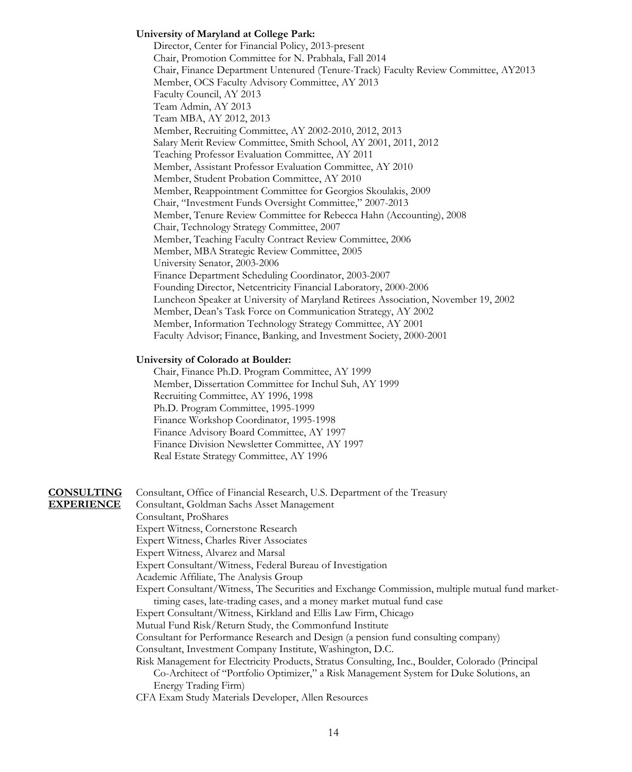**University of Maryland at College Park:**

Director, Center for Financial Policy, 2013-present
Chair, Promotion Committee for N. Prabhala, Fall 2014
Chair, Finance Department Untenured (Tenure-Track) Faculty Review Committee, AY2013
Member, OCS Faculty Advisory Committee, AY 2013
Faculty Council, AY 2013
Team Admin, AY 2013
Team MBA, AY 2012, 2013
Member, Recruiting Committee, AY 2002-2010, 2012, 2013
Salary Merit Review Committee, Smith School, AY 2001, 2011, 2012
Teaching Professor Evaluation Committee, AY 2011
Member, Assistant Professor Evaluation Committee, AY 2010
Member, Student Probation Committee, AY 2010
Member, Reappointment Committee for Georgios Skoulakis, 2009
Chair, "Investment Funds Oversight Committee," 2007-2013
Member, Tenure Review Committee for Rebecca Hahn (Accounting), 2008
Chair, Technology Strategy Committee, 2007
Member, Teaching Faculty Contract Review Committee, 2006
Member, MBA Strategic Review Committee, 2005
University Senator, 2003-2006
Finance Department Scheduling Coordinator, 2003-2007
Founding Director, Netcentricity Financial Laboratory, 2000-2006
Luncheon Speaker at University of Maryland Retirees Association, November 19, 2002
Member, Dean's Task Force on Communication Strategy, AY 2002
Member, Information Technology Strategy Committee, AY 2001
Faculty Advisor; Finance, Banking, and Investment Society, 2000-2001

**University of Colorado at Boulder:**

Chair, Finance Ph.D. Program Committee, AY 1999
Member, Dissertation Committee for Inchul Suh, AY 1999
Recruiting Committee, AY 1996, 1998
Ph.D. Program Committee, 1995-1999
Finance Workshop Coordinator, 1995-1998
Finance Advisory Board Committee, AY 1997
Finance Division Newsletter Committee, AY 1997
Real Estate Strategy Committee, AY 1996

**CONSULTING EXPERIENCE**

Consultant, Office of Financial Research, U.S. Department of the Treasury
Consultant, Goldman Sachs Asset Management
Consultant, ProShares
Expert Witness, Cornerstone Research
Expert Witness, Charles River Associates
Expert Witness, Alvarez and Marsal
Expert Consultant/Witness, Federal Bureau of Investigation
Academic Affiliate, The Analysis Group
Expert Consultant/Witness, The Securities and Exchange Commission, multiple mutual fund market-timing cases, late-trading cases, and a money market mutual fund case
Expert Consultant/Witness, Kirkland and Ellis Law Firm, Chicago
Mutual Fund Risk/Return Study, the Commonfund Institute
Consultant for Performance Research and Design (a pension fund consulting company)
Consultant, Investment Company Institute, Washington, D.C.
Risk Management for Electricity Products, Stratus Consulting, Inc., Boulder, Colorado (Principal Co-Architect of "Portfolio Optimizer," a Risk Management System for Duke Solutions, an Energy Trading Firm)
CFA Exam Study Materials Developer, Allen Resources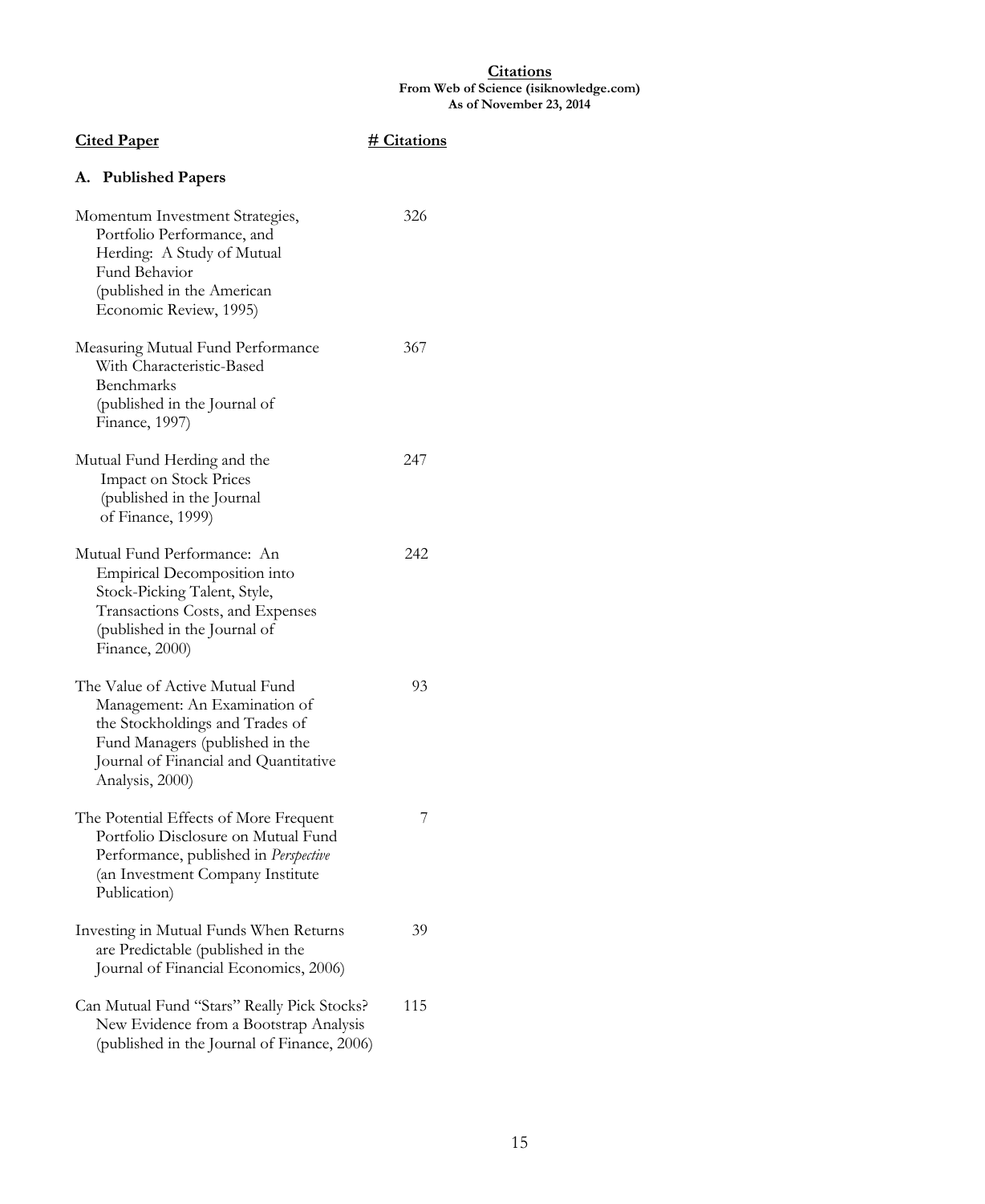**Citations**
**From Web of Science (isiknowledge.com)**
**As of November 23, 2014**

| **Cited Paper** | **# Citations** |
|---|---|
| **A. Published Papers** | |
| Momentum Investment Strategies, Portfolio Performance, and Herding: A Study of Mutual Fund Behavior (published in the American Economic Review, 1995) | 326 |
| Measuring Mutual Fund Performance With Characteristic-Based Benchmarks (published in the Journal of Finance, 1997) | 367 |
| Mutual Fund Herding and the Impact on Stock Prices (published in the Journal of Finance, 1999) | 247 |
| Mutual Fund Performance: An Empirical Decomposition into Stock-Picking Talent, Style, Transactions Costs, and Expenses (published in the Journal of Finance, 2000) | 242 |
| The Value of Active Mutual Fund Management: An Examination of the Stockholdings and Trades of Fund Managers (published in the Journal of Financial and Quantitative Analysis, 2000) | 93 |
| The Potential Effects of More Frequent Portfolio Disclosure on Mutual Fund Performance, published in *Perspective* (an Investment Company Institute Publication) | 7 |
| Investing in Mutual Funds When Returns are Predictable (published in the Journal of Financial Economics, 2006) | 39 |
| Can Mutual Fund "Stars" Really Pick Stocks? New Evidence from a Bootstrap Analysis (published in the Journal of Finance, 2006) | 115 |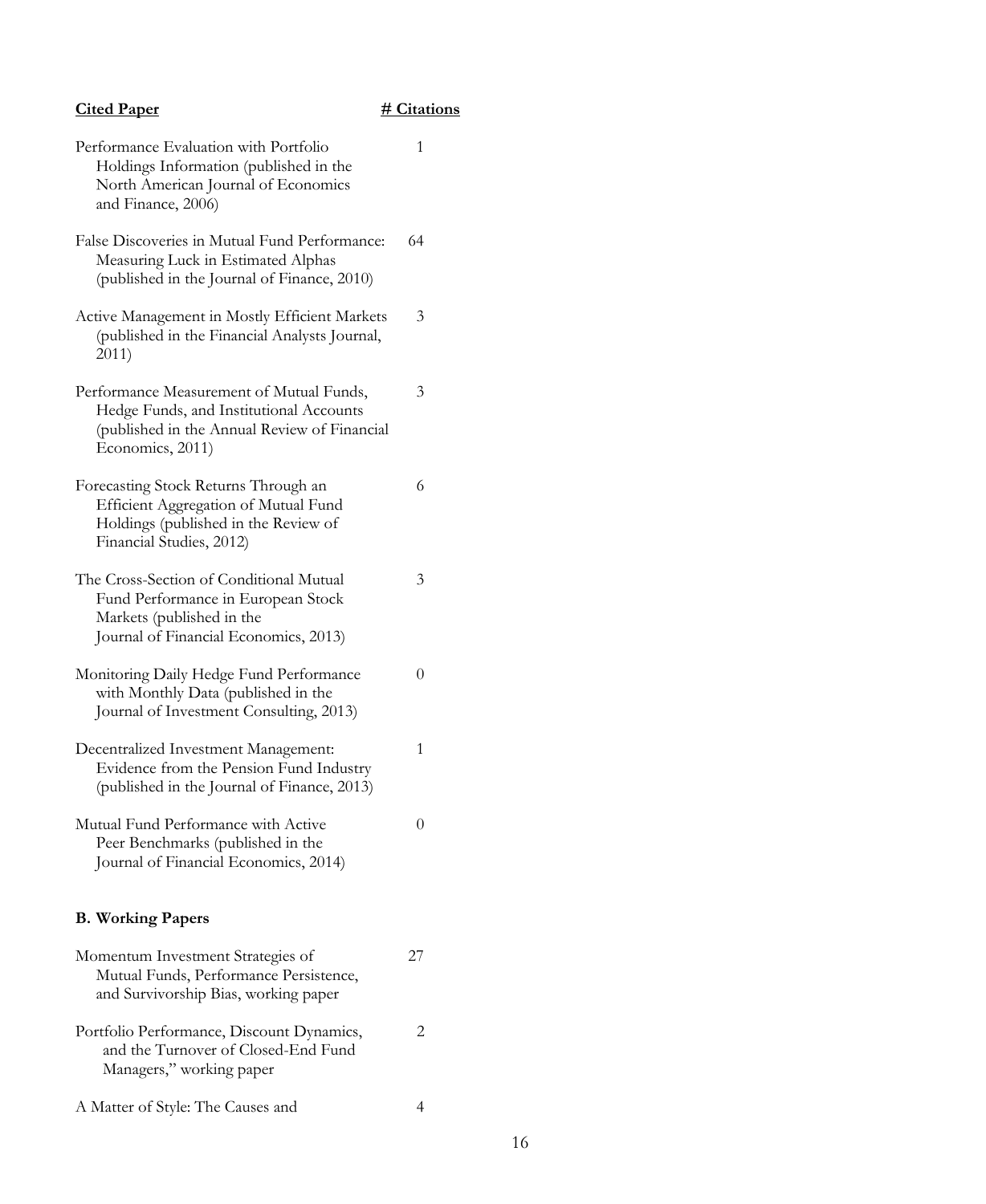| Cited Paper | # Citations |
| --- | --- |
| Performance Evaluation with Portfolio Holdings Information (published in the North American Journal of Economics and Finance, 2006) | 1 |
| False Discoveries in Mutual Fund Performance: Measuring Luck in Estimated Alphas (published in the Journal of Finance, 2010) | 64 |
| Active Management in Mostly Efficient Markets (published in the Financial Analysts Journal, 2011) | 3 |
| Performance Measurement of Mutual Funds, Hedge Funds, and Institutional Accounts (published in the Annual Review of Financial Economics, 2011) | 3 |
| Forecasting Stock Returns Through an Efficient Aggregation of Mutual Fund Holdings (published in the Review of Financial Studies, 2012) | 6 |
| The Cross-Section of Conditional Mutual Fund Performance in European Stock Markets (published in the Journal of Financial Economics, 2013) | 3 |
| Monitoring Daily Hedge Fund Performance with Monthly Data (published in the Journal of Investment Consulting, 2013) | 0 |
| Decentralized Investment Management: Evidence from the Pension Fund Industry (published in the Journal of Finance, 2013) | 1 |
| Mutual Fund Performance with Active Peer Benchmarks (published in the Journal of Financial Economics, 2014) | 0 |

**B. Working Papers**

| Cited Paper | # Citations |
| --- | --- |
| Momentum Investment Strategies of Mutual Funds, Performance Persistence, and Survivorship Bias, working paper | 27 |
| Portfolio Performance, Discount Dynamics, and the Turnover of Closed-End Fund Managers," working paper | 2 |
| A Matter of Style: The Causes and | 4 |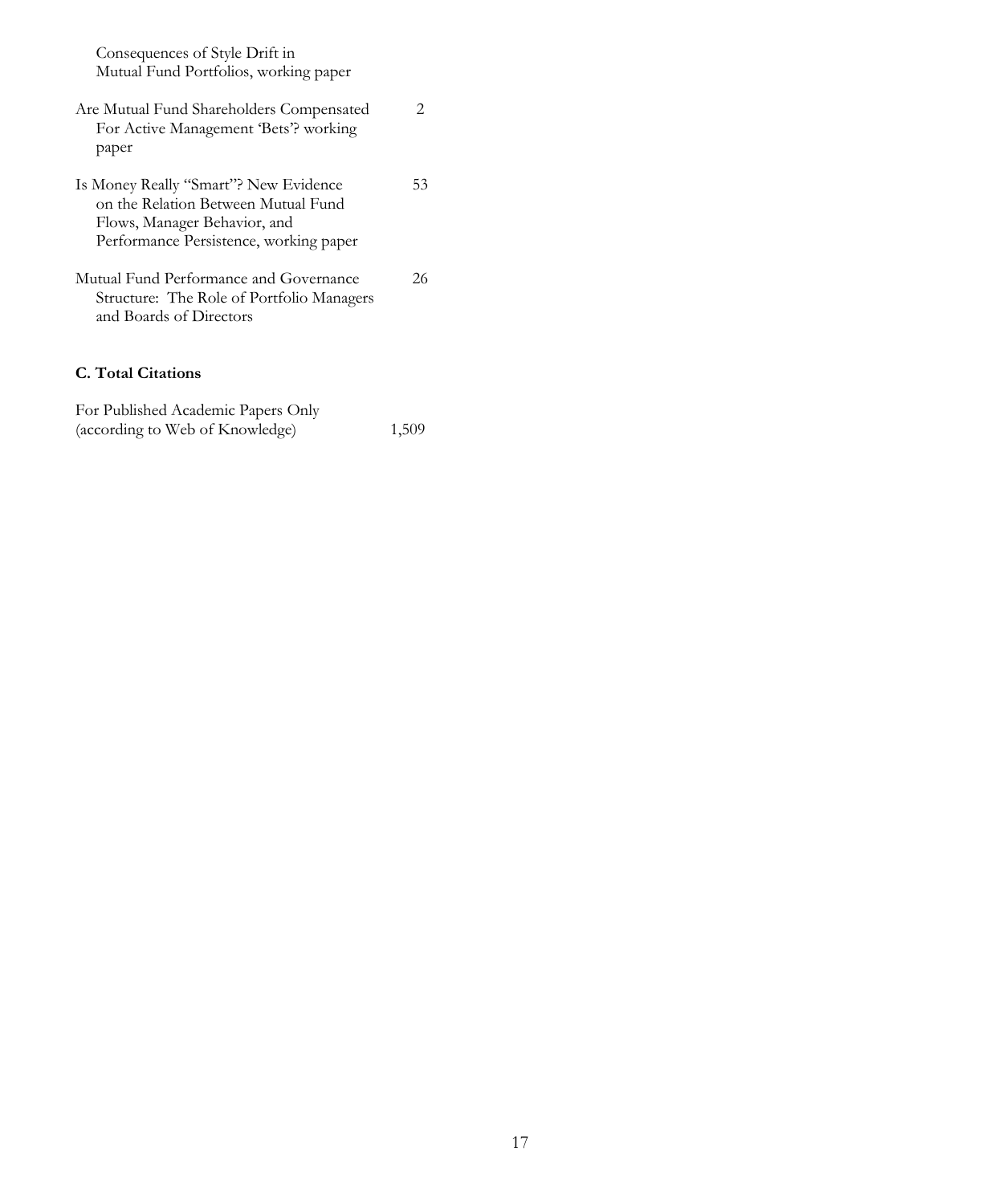| | |
|---|---|
| Consequences of Style Drift in Mutual Fund Portfolios, working paper | |
| Are Mutual Fund Shareholders Compensated For Active Management 'Bets'? working paper | 2 |
| Is Money Really "Smart"? New Evidence on the Relation Between Mutual Fund Flows, Manager Behavior, and Performance Persistence, working paper | 53 |
| Mutual Fund Performance and Governance Structure: The Role of Portfolio Managers and Boards of Directors | 26 |

**C. Total Citations**

| | |
|---|---|
| For Published Academic Papers Only (according to Web of Knowledge) | 1,509 |